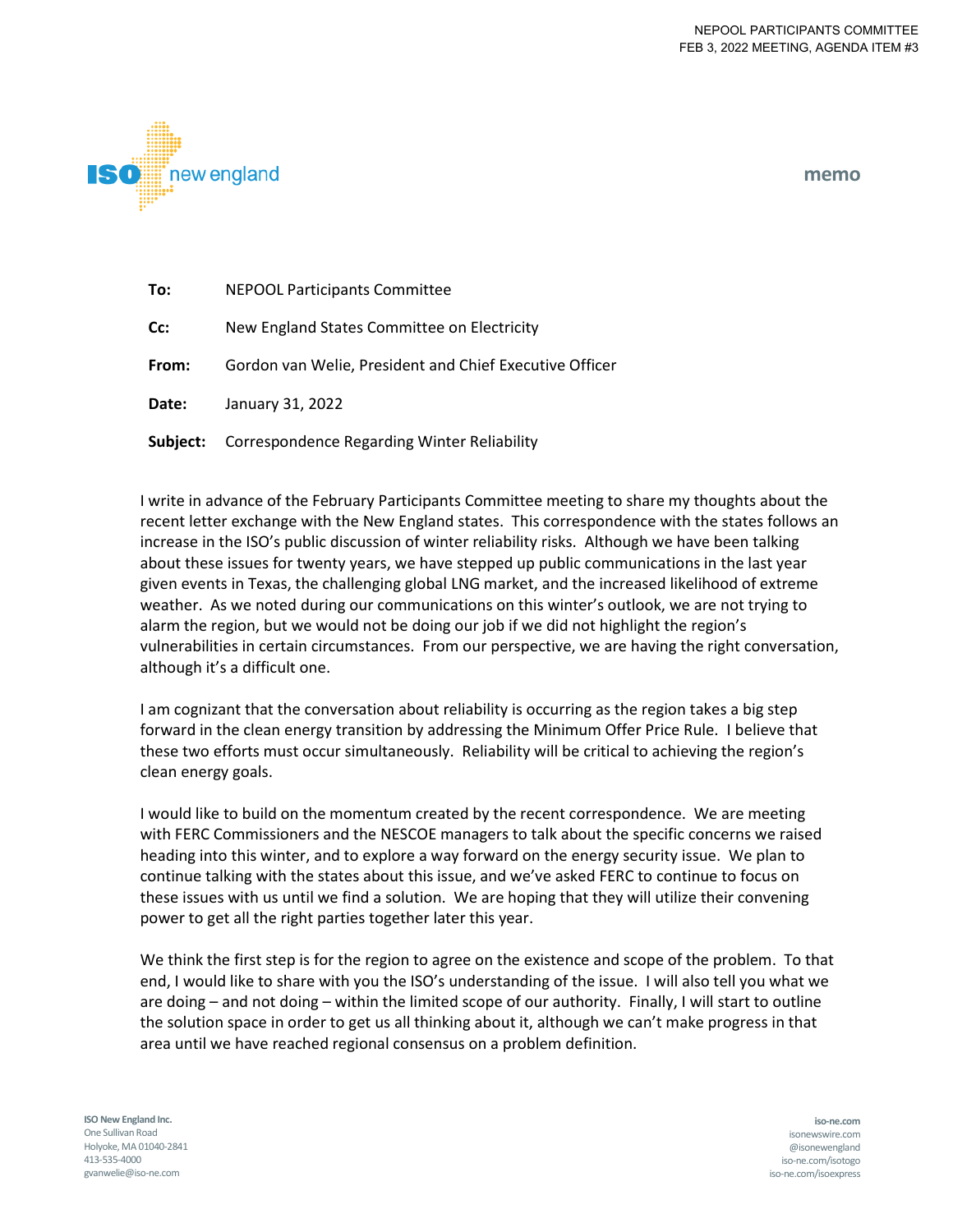memo

**To:** NEPOOL Participants Committee

**Cc:** New England States Committee on Electricity

**From:** Gordon van Welie, President and Chief Executive Officer

**Date:** January 31, 2022

**Subject:** Correspondence Regarding Winter Reliability

I write in advance of the February Participants Committee meeting to share my thoughts about the recent letter exchange with the New England states. This correspondence with the states follows an increase in the ISO's public discussion of winter reliability risks. Although we have been talking about these issues for twenty years, we have stepped up public communications in the last year given events in Texas, the challenging global LNG market, and the increased likelihood of extreme weather. As we noted during our communications on this winter's outlook, we are not trying to alarm the region, but we would not be doing our job if we did not highlight the region's vulnerabilities in certain circumstances. From our perspective, we are having the right conversation, although it's a difficult one.

I am cognizant that the conversation about reliability is occurring as the region takes a big step forward in the clean energy transition by addressing the Minimum Offer Price Rule. I believe that these two efforts must occur simultaneously. Reliability will be critical to achieving the region's clean energy goals.

I would like to build on the momentum created by the recent correspondence. We are meeting with FERC Commissioners and the NESCOE managers to talk about the specific concerns we raised heading into this winter, and to explore a way forward on the energy security issue. We plan to continue talking with the states about this issue, and we've asked FERC to continue to focus on these issues with us until we find a solution. We are hoping that they will utilize their convening power to get all the right parties together later this year.

We think the first step is for the region to agree on the existence and scope of the problem. To that end, I would like to share with you the ISO's understanding of the issue. I will also tell you what we are doing – and not doing – within the limited scope of our authority. Finally, I will start to outline the solution space in order to get us all thinking about it, although we can't make progress in that area until we have reached regional consensus on a problem definition.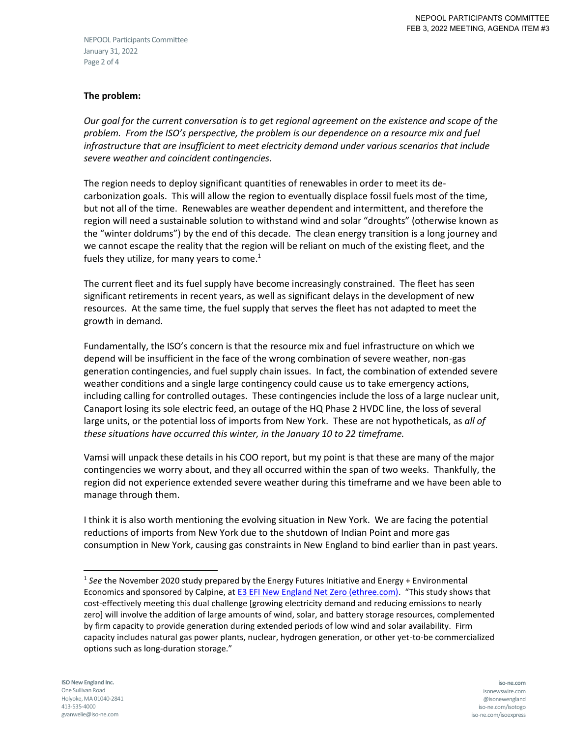**The problem:**

*Our goal for the current conversation is to get regional agreement on the existence and scope of the problem. From the ISO's perspective, the problem is our dependence on a resource mix and fuel infrastructure that are insufficient to meet electricity demand under various scenarios that include severe weather and coincident contingencies.*

The region needs to deploy significant quantities of renewables in order to meet its de-carbonization goals. This will allow the region to eventually displace fossil fuels most of the time, but not all of the time. Renewables are weather dependent and intermittent, and therefore the region will need a sustainable solution to withstand wind and solar "droughts" (otherwise known as the "winter doldrums") by the end of this decade. The clean energy transition is a long journey and we cannot escape the reality that the region will be reliant on much of the existing fleet, and the fuels they utilize, for many years to come.[1]

The current fleet and its fuel supply have become increasingly constrained. The fleet has seen significant retirements in recent years, as well as significant delays in the development of new resources. At the same time, the fuel supply that serves the fleet has not adapted to meet the growth in demand.

Fundamentally, the ISO's concern is that the resource mix and fuel infrastructure on which we depend will be insufficient in the face of the wrong combination of severe weather, non-gas generation contingencies, and fuel supply chain issues. In fact, the combination of extended severe weather conditions and a single large contingency could cause us to take emergency actions, including calling for controlled outages. These contingencies include the loss of a large nuclear unit, Canaport losing its sole electric feed, an outage of the HQ Phase 2 HVDC line, the loss of several large units, or the potential loss of imports from New York. These are not hypotheticals, as *all of these situations have occurred this winter, in the January 10 to 22 timeframe.*

Vamsi will unpack these details in his COO report, but my point is that these are many of the major contingencies we worry about, and they all occurred within the span of two weeks. Thankfully, the region did not experience extended severe weather during this timeframe and we have been able to manage through them.

I think it is also worth mentioning the evolving situation in New York. We are facing the potential reductions of imports from New York due to the shutdown of Indian Point and more gas consumption in New York, causing gas constraints in New England to bind earlier than in past years.

---

[1] *See* the November 2020 study prepared by the Energy Futures Initiative and Energy + Environmental Economics and sponsored by Calpine, at E3 EFI New England Net Zero (ethree.com). "This study shows that cost-effectively meeting this dual challenge [growing electricity demand and reducing emissions to nearly zero] will involve the addition of large amounts of wind, solar, and battery storage resources, complemented by firm capacity to provide generation during extended periods of low wind and solar availability. Firm capacity includes natural gas power plants, nuclear, hydrogen generation, or other yet-to-be commercialized options such as long-duration storage."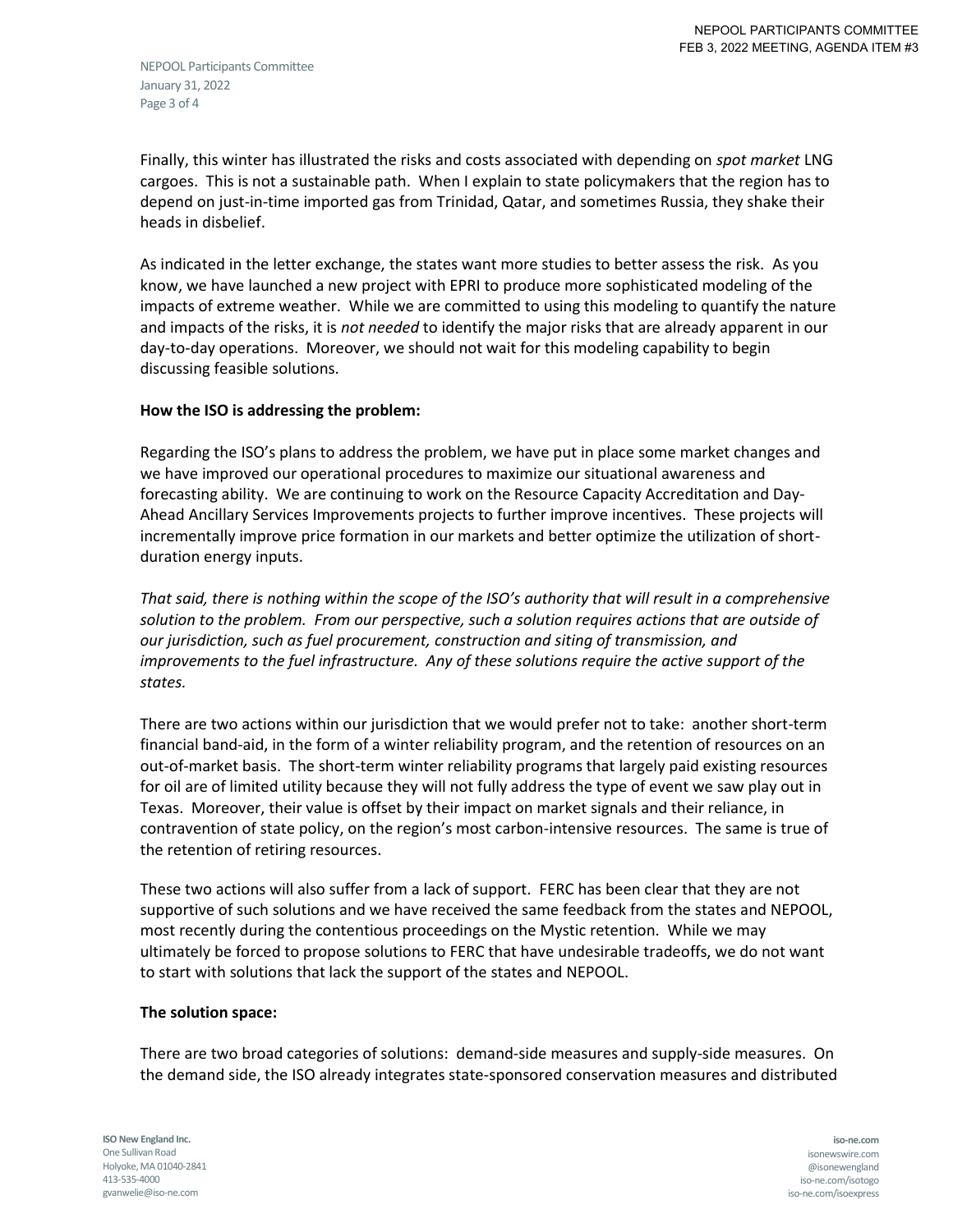Finally, this winter has illustrated the risks and costs associated with depending on *spot market* LNG cargoes. This is not a sustainable path. When I explain to state policymakers that the region has to depend on just-in-time imported gas from Trinidad, Qatar, and sometimes Russia, they shake their heads in disbelief.

As indicated in the letter exchange, the states want more studies to better assess the risk. As you know, we have launched a new project with EPRI to produce more sophisticated modeling of the impacts of extreme weather. While we are committed to using this modeling to quantify the nature and impacts of the risks, it is *not needed* to identify the major risks that are already apparent in our day-to-day operations. Moreover, we should not wait for this modeling capability to begin discussing feasible solutions.

**How the ISO is addressing the problem:**

Regarding the ISO's plans to address the problem, we have put in place some market changes and we have improved our operational procedures to maximize our situational awareness and forecasting ability. We are continuing to work on the Resource Capacity Accreditation and Day-Ahead Ancillary Services Improvements projects to further improve incentives. These projects will incrementally improve price formation in our markets and better optimize the utilization of short-duration energy inputs.

*That said, there is nothing within the scope of the ISO's authority that will result in a comprehensive solution to the problem. From our perspective, such a solution requires actions that are outside of our jurisdiction, such as fuel procurement, construction and siting of transmission, and improvements to the fuel infrastructure. Any of these solutions require the active support of the states.*

There are two actions within our jurisdiction that we would prefer not to take: another short-term financial band-aid, in the form of a winter reliability program, and the retention of resources on an out-of-market basis. The short-term winter reliability programs that largely paid existing resources for oil are of limited utility because they will not fully address the type of event we saw play out in Texas. Moreover, their value is offset by their impact on market signals and their reliance, in contravention of state policy, on the region's most carbon-intensive resources. The same is true of the retention of retiring resources.

These two actions will also suffer from a lack of support. FERC has been clear that they are not supportive of such solutions and we have received the same feedback from the states and NEPOOL, most recently during the contentious proceedings on the Mystic retention. While we may ultimately be forced to propose solutions to FERC that have undesirable tradeoffs, we do not want to start with solutions that lack the support of the states and NEPOOL.

**The solution space:**

There are two broad categories of solutions: demand-side measures and supply-side measures. On the demand side, the ISO already integrates state-sponsored conservation measures and distributed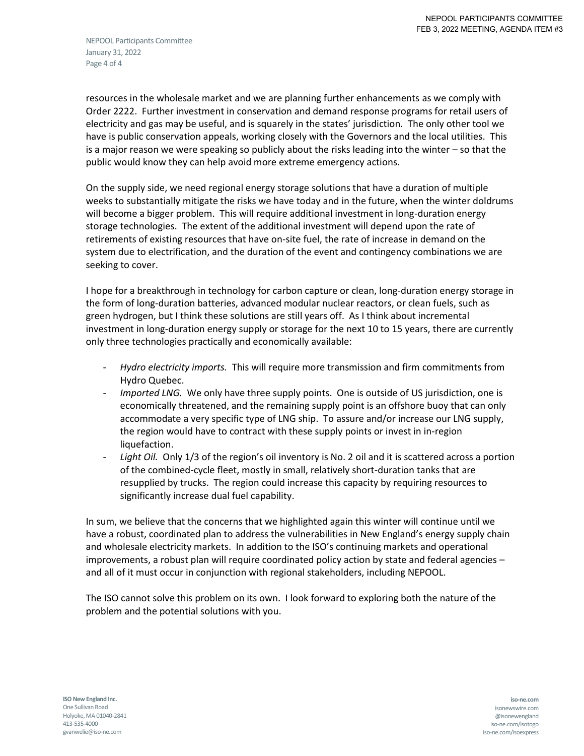resources in the wholesale market and we are planning further enhancements as we comply with Order 2222. Further investment in conservation and demand response programs for retail users of electricity and gas may be useful, and is squarely in the states' jurisdiction. The only other tool we have is public conservation appeals, working closely with the Governors and the local utilities. This is a major reason we were speaking so publicly about the risks leading into the winter – so that the public would know they can help avoid more extreme emergency actions.

On the supply side, we need regional energy storage solutions that have a duration of multiple weeks to substantially mitigate the risks we have today and in the future, when the winter doldrums will become a bigger problem. This will require additional investment in long-duration energy storage technologies. The extent of the additional investment will depend upon the rate of retirements of existing resources that have on-site fuel, the rate of increase in demand on the system due to electrification, and the duration of the event and contingency combinations we are seeking to cover.

I hope for a breakthrough in technology for carbon capture or clean, long-duration energy storage in the form of long-duration batteries, advanced modular nuclear reactors, or clean fuels, such as green hydrogen, but I think these solutions are still years off. As I think about incremental investment in long-duration energy supply or storage for the next 10 to 15 years, there are currently only three technologies practically and economically available:

- *Hydro electricity imports.* This will require more transmission and firm commitments from Hydro Quebec.
- *Imported LNG.* We only have three supply points. One is outside of US jurisdiction, one is economically threatened, and the remaining supply point is an offshore buoy that can only accommodate a very specific type of LNG ship. To assure and/or increase our LNG supply, the region would have to contract with these supply points or invest in in-region liquefaction.
- *Light Oil.* Only 1/3 of the region's oil inventory is No. 2 oil and it is scattered across a portion of the combined-cycle fleet, mostly in small, relatively short-duration tanks that are resupplied by trucks. The region could increase this capacity by requiring resources to significantly increase dual fuel capability.

In sum, we believe that the concerns that we highlighted again this winter will continue until we have a robust, coordinated plan to address the vulnerabilities in New England's energy supply chain and wholesale electricity markets. In addition to the ISO's continuing markets and operational improvements, a robust plan will require coordinated policy action by state and federal agencies – and all of it must occur in conjunction with regional stakeholders, including NEPOOL.

The ISO cannot solve this problem on its own. I look forward to exploring both the nature of the problem and the potential solutions with you.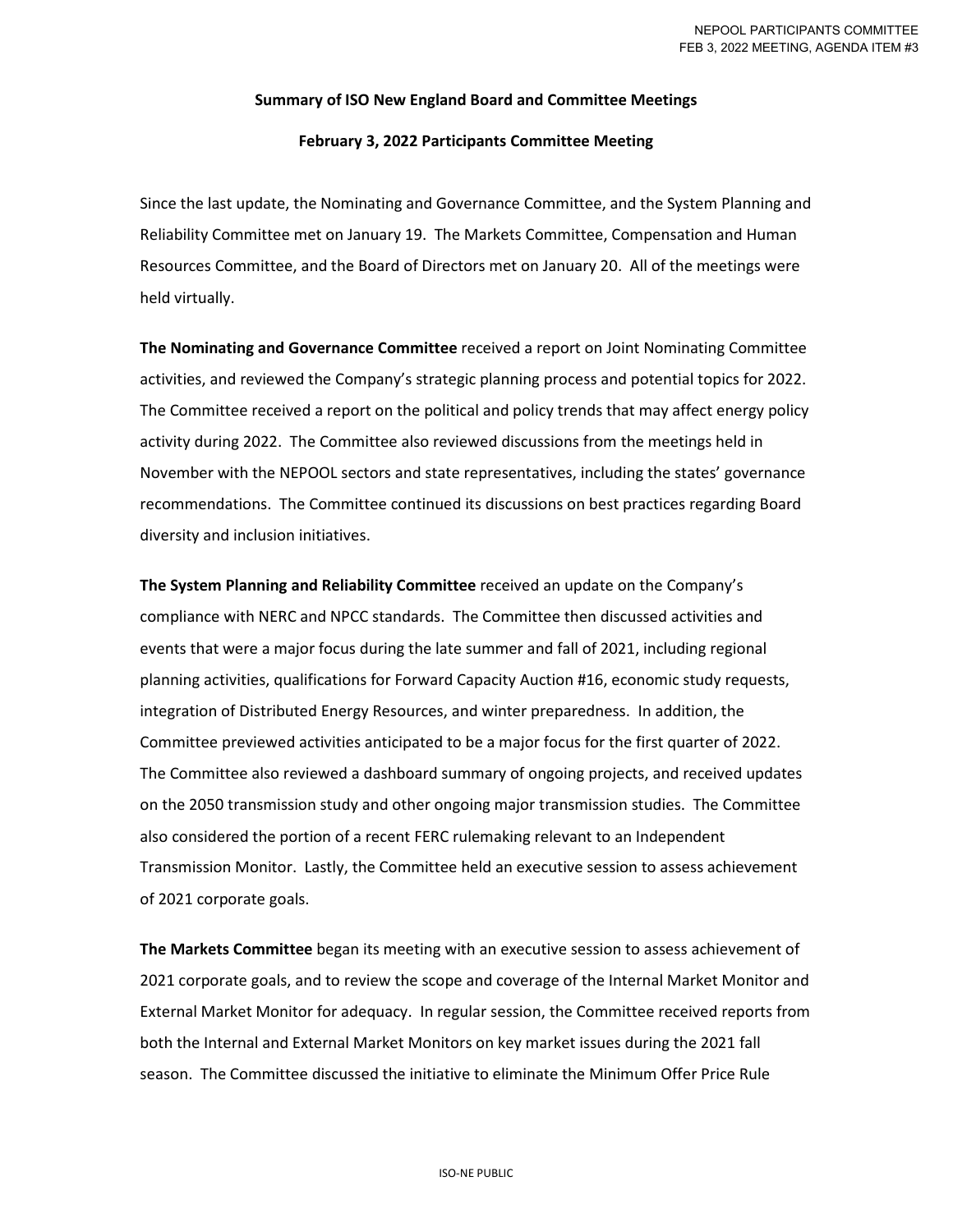**Summary of ISO New England Board and Committee Meetings**

**February 3, 2022 Participants Committee Meeting**

Since the last update, the Nominating and Governance Committee, and the System Planning and Reliability Committee met on January 19. The Markets Committee, Compensation and Human Resources Committee, and the Board of Directors met on January 20. All of the meetings were held virtually.

**The Nominating and Governance Committee** received a report on Joint Nominating Committee activities, and reviewed the Company's strategic planning process and potential topics for 2022. The Committee received a report on the political and policy trends that may affect energy policy activity during 2022. The Committee also reviewed discussions from the meetings held in November with the NEPOOL sectors and state representatives, including the states' governance recommendations. The Committee continued its discussions on best practices regarding Board diversity and inclusion initiatives.

**The System Planning and Reliability Committee** received an update on the Company's compliance with NERC and NPCC standards. The Committee then discussed activities and events that were a major focus during the late summer and fall of 2021, including regional planning activities, qualifications for Forward Capacity Auction #16, economic study requests, integration of Distributed Energy Resources, and winter preparedness. In addition, the Committee previewed activities anticipated to be a major focus for the first quarter of 2022. The Committee also reviewed a dashboard summary of ongoing projects, and received updates on the 2050 transmission study and other ongoing major transmission studies. The Committee also considered the portion of a recent FERC rulemaking relevant to an Independent Transmission Monitor. Lastly, the Committee held an executive session to assess achievement of 2021 corporate goals.

**The Markets Committee** began its meeting with an executive session to assess achievement of 2021 corporate goals, and to review the scope and coverage of the Internal Market Monitor and External Market Monitor for adequacy. In regular session, the Committee received reports from both the Internal and External Market Monitors on key market issues during the 2021 fall season. The Committee discussed the initiative to eliminate the Minimum Offer Price Rule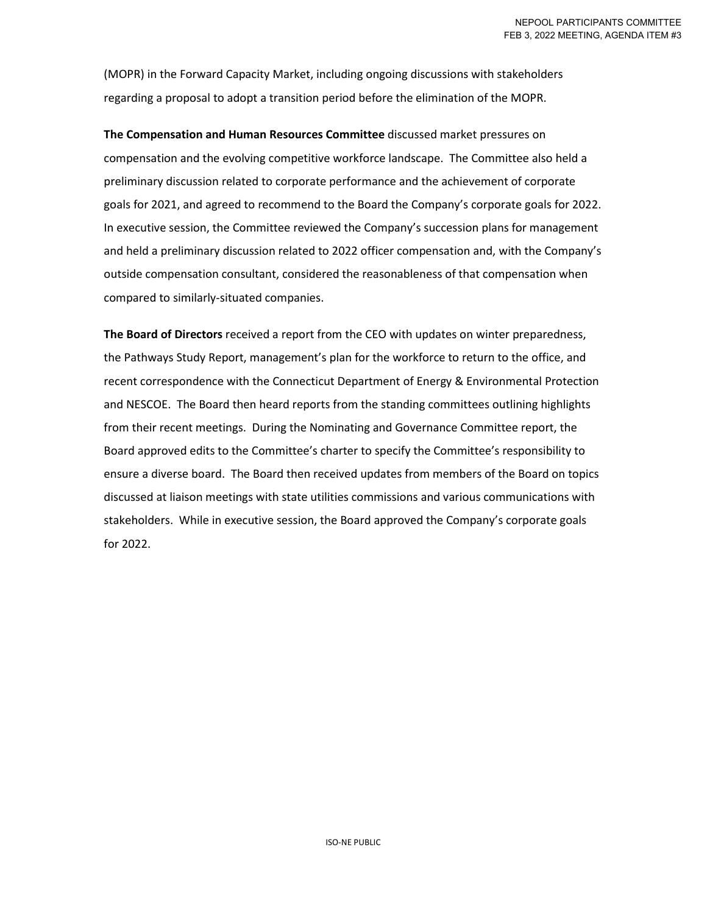(MOPR) in the Forward Capacity Market, including ongoing discussions with stakeholders regarding a proposal to adopt a transition period before the elimination of the MOPR.

**The Compensation and Human Resources Committee** discussed market pressures on compensation and the evolving competitive workforce landscape. The Committee also held a preliminary discussion related to corporate performance and the achievement of corporate goals for 2021, and agreed to recommend to the Board the Company's corporate goals for 2022. In executive session, the Committee reviewed the Company's succession plans for management and held a preliminary discussion related to 2022 officer compensation and, with the Company's outside compensation consultant, considered the reasonableness of that compensation when compared to similarly-situated companies.

**The Board of Directors** received a report from the CEO with updates on winter preparedness, the Pathways Study Report, management's plan for the workforce to return to the office, and recent correspondence with the Connecticut Department of Energy & Environmental Protection and NESCOE. The Board then heard reports from the standing committees outlining highlights from their recent meetings. During the Nominating and Governance Committee report, the Board approved edits to the Committee's charter to specify the Committee's responsibility to ensure a diverse board. The Board then received updates from members of the Board on topics discussed at liaison meetings with state utilities commissions and various communications with stakeholders. While in executive session, the Board approved the Company's corporate goals for 2022.